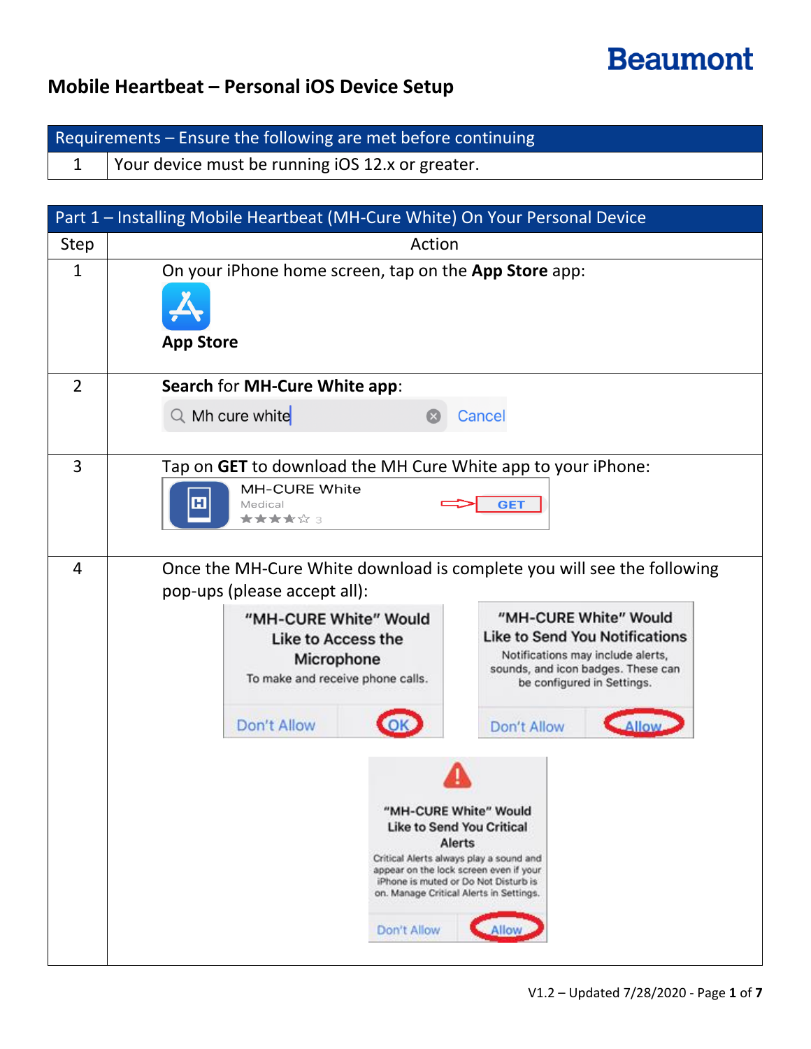Beaumont

# Mobile Heartbeat – Personal iOS Device Setup

| Requirements – Ensure the following are met before continuing | |
|---|---|
| 1 | Your device must be running iOS 12.x or greater. |

| Part 1 – Installing Mobile Heartbeat (MH-Cure White) On Your Personal Device | |
|---|---|
| Step | Action |
| 1 | On your iPhone home screen, tap on the **App Store** app: **App Store** |
| 2 | **Search** for **MH-Cure White app**: Mh cure white Cancel |
| 3 | Tap on **GET** to download the MH Cure White app to your iPhone: MH-CURE White Medical 3 GET |
| 4 | Once the MH-Cure White download is complete you will see the following pop-ups (please accept all): "MH-CURE White" Would Like to Access the Microphone – To make and receive phone calls. Don't Allow / OK; "MH-CURE White" Would Like to Send You Notifications – Notifications may include alerts, sounds, and icon badges. These can be configured in Settings. Don't Allow / Allow; "MH-CURE White" Would Like to Send You Critical Alerts – Critical Alerts always play a sound and appear on the lock screen even if your iPhone is muted or Do Not Disturb is on. Manage Critical Alerts in Settings. Don't Allow / Allow |

V1.2 – Updated 7/28/2020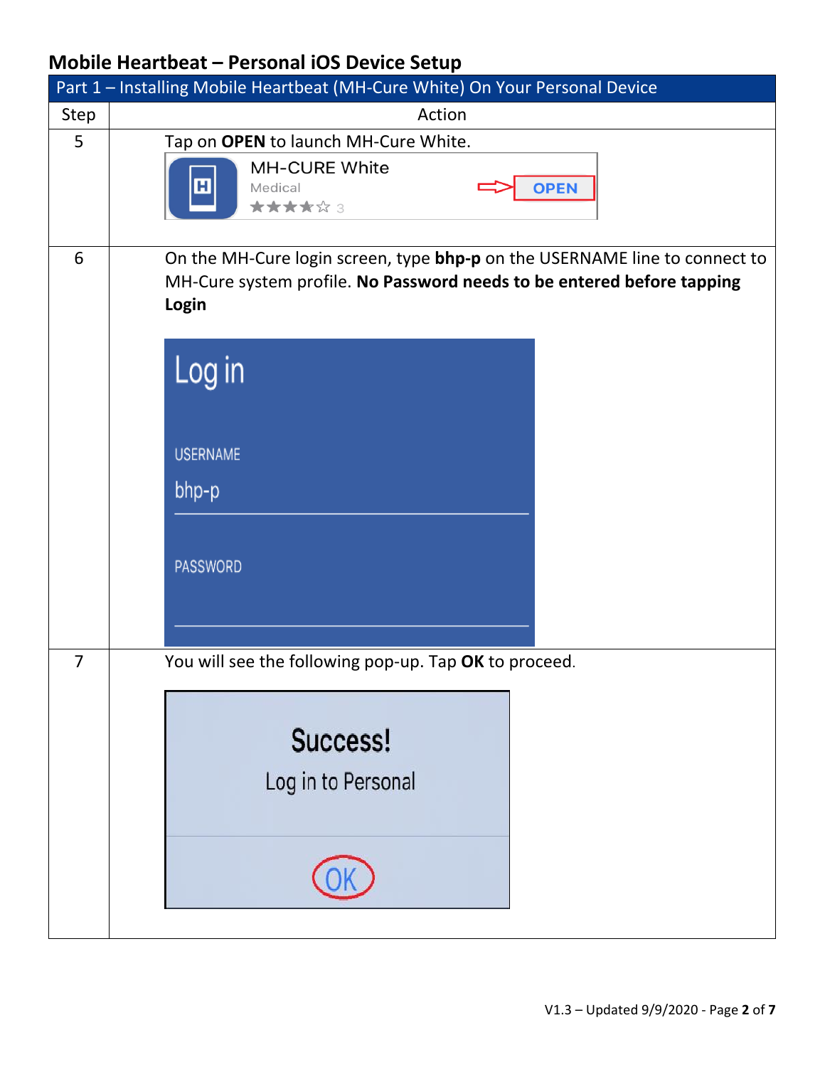# Mobile Heartbeat – Personal iOS Device Setup

| Part 1 – Installing Mobile Heartbeat (MH-Cure White) On Your Personal Device | |
|---|---|
| **Step** | **Action** |
| 5 | Tap on **OPEN** to launch MH-Cure White. |
| 6 | On the MH-Cure login screen, type **bhp-p** on the USERNAME line to connect to MH-Cure system profile. **No Password needs to be entered before tapping Login** |
| 7 | You will see the following pop-up. Tap **OK** to proceed. |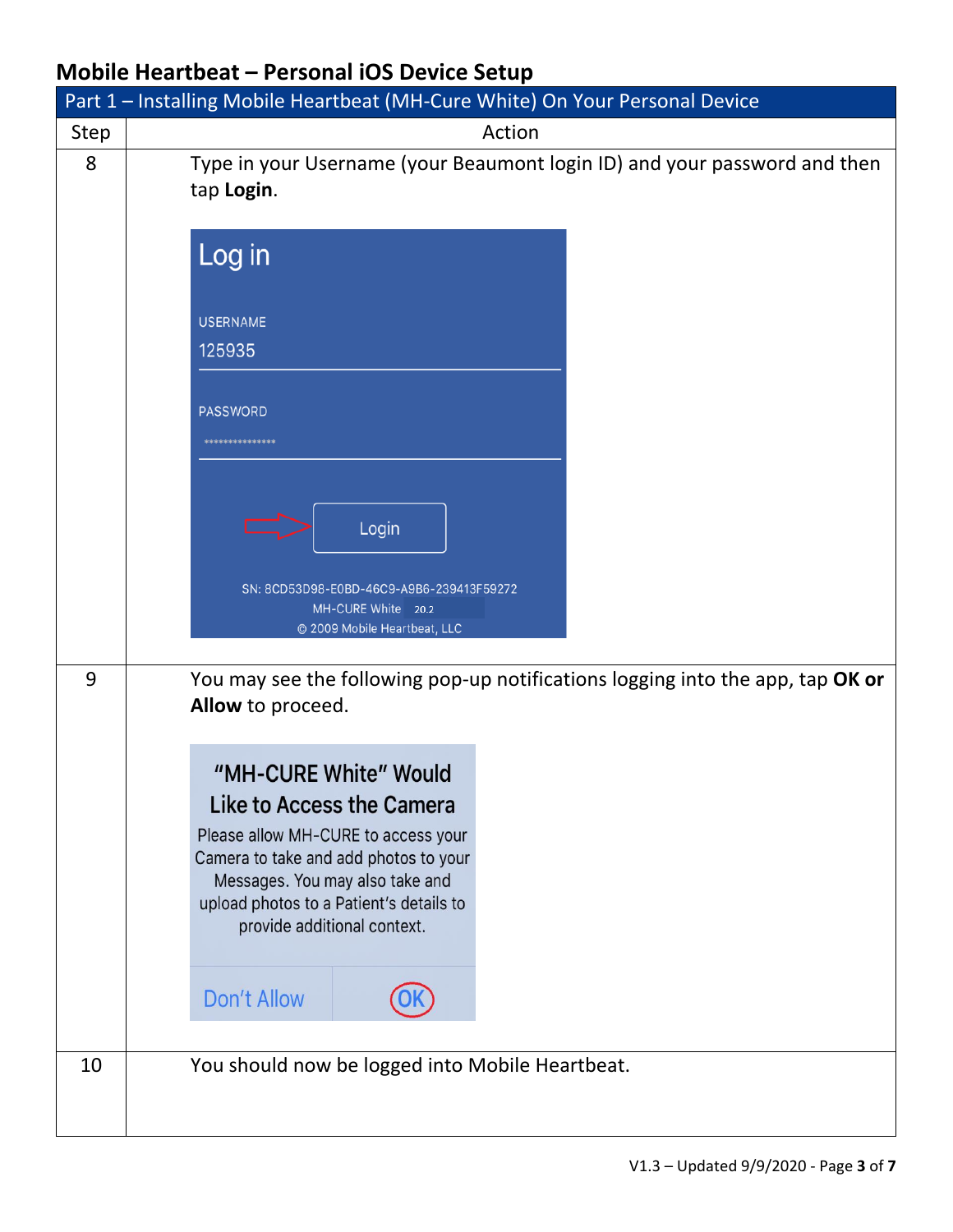## Mobile Heartbeat – Personal iOS Device Setup

| Part 1 – Installing Mobile Heartbeat (MH-Cure White) On Your Personal Device | |
|---|---|
| **Step** | **Action** |
| 8 | Type in your Username (your Beaumont login ID) and your password and then tap **Login**.<br><br>Log in<br>USERNAME<br>125935<br>PASSWORD<br>***************<br>Login<br>SN: 8CD53D98-E0BD-46C9-A9B6-239413F59272<br>MH-CURE White 20.2<br>© 2009 Mobile Heartbeat, LLC |
| 9 | You may see the following pop-up notifications logging into the app, tap **OK or Allow** to proceed.<br><br>"MH-CURE White" Would Like to Access the Camera<br>Please allow MH-CURE to access your Camera to take and add photos to your Messages. You may also take and upload photos to a Patient's details to provide additional context.<br>Don't Allow OK |
| 10 | You should now be logged into Mobile Heartbeat. |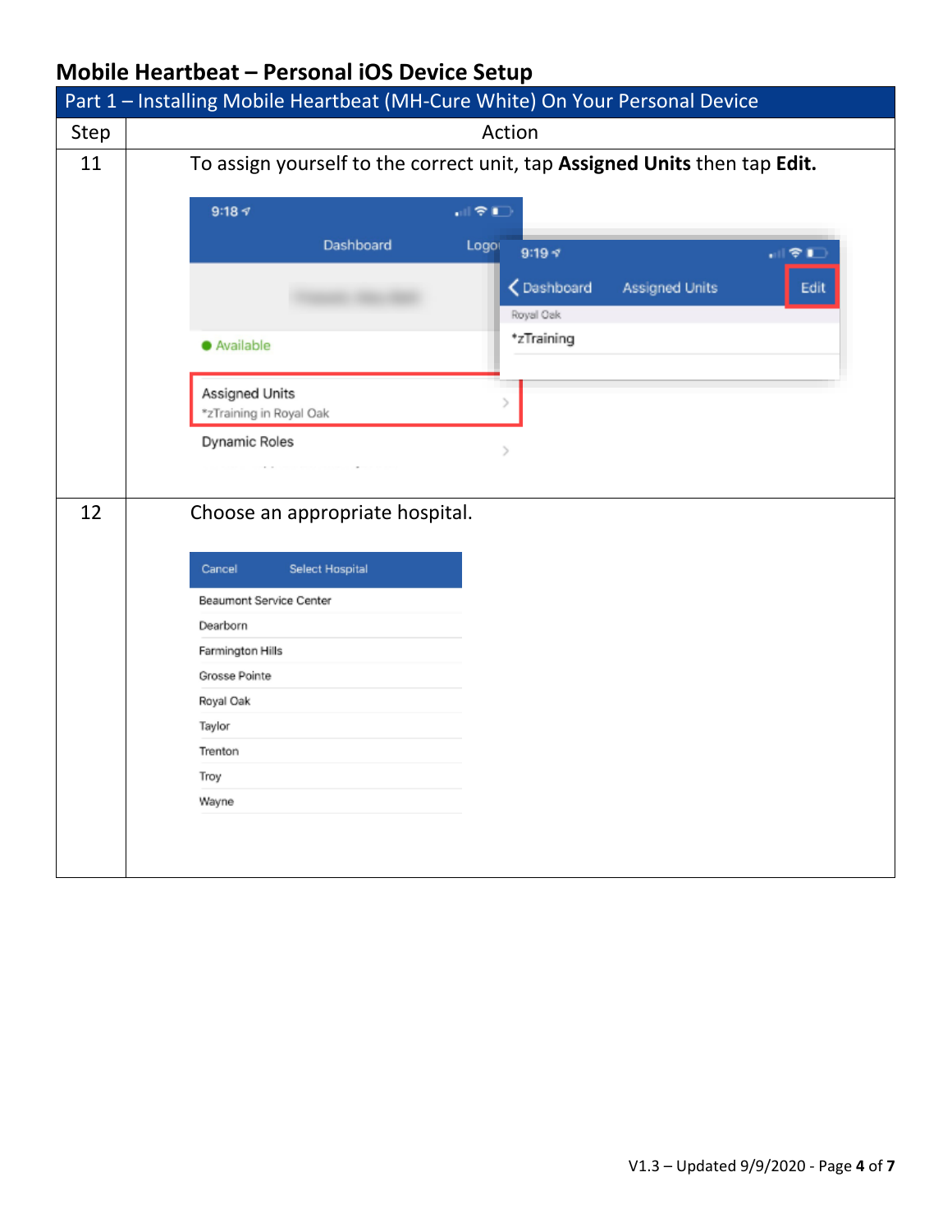## Mobile Heartbeat – Personal iOS Device Setup

| Part 1 – Installing Mobile Heartbeat (MH-Cure White) On Your Personal Device | |
|---|---|
| **Step** | **Action** |
| 11 | To assign yourself to the correct unit, tap **Assigned Units** then tap **Edit.** |
| 12 | Choose an appropriate hospital. |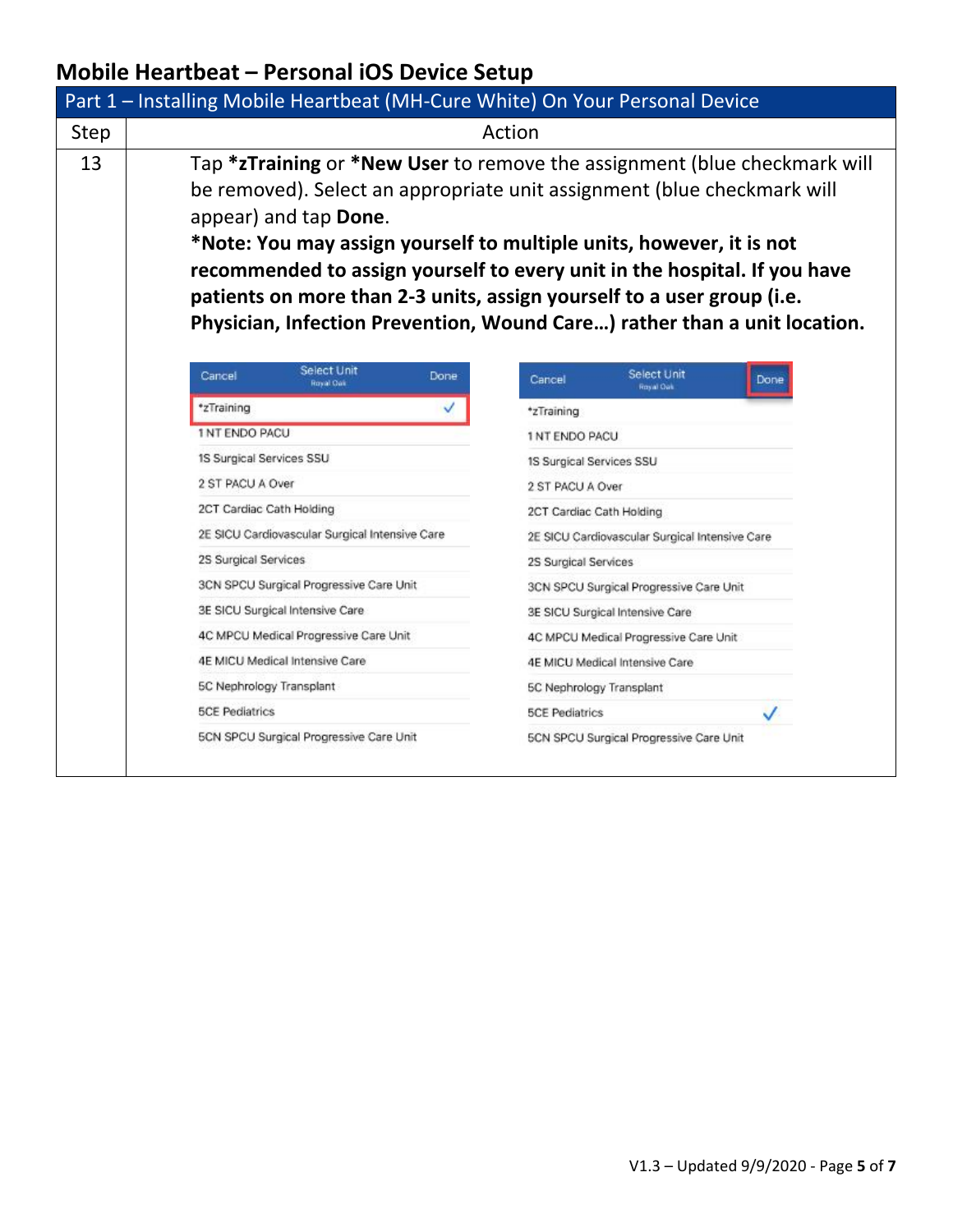## Mobile Heartbeat – Personal iOS Device Setup

| Part 1 – Installing Mobile Heartbeat (MH-Cure White) On Your Personal Device | |
|---|---|
| **Step** | **Action** |
| 13 | Tap ***zTraining** or ***New User** to remove the assignment (blue checkmark will be removed). Select an appropriate unit assignment (blue checkmark will appear) and tap **Done**.<br>***Note: You may assign yourself to multiple units, however, it is not recommended to assign yourself to every unit in the hospital. If you have patients on more than 2-3 units, assign yourself to a user group (i.e. Physician, Infection Prevention, Wound Care…) rather than a unit location.** |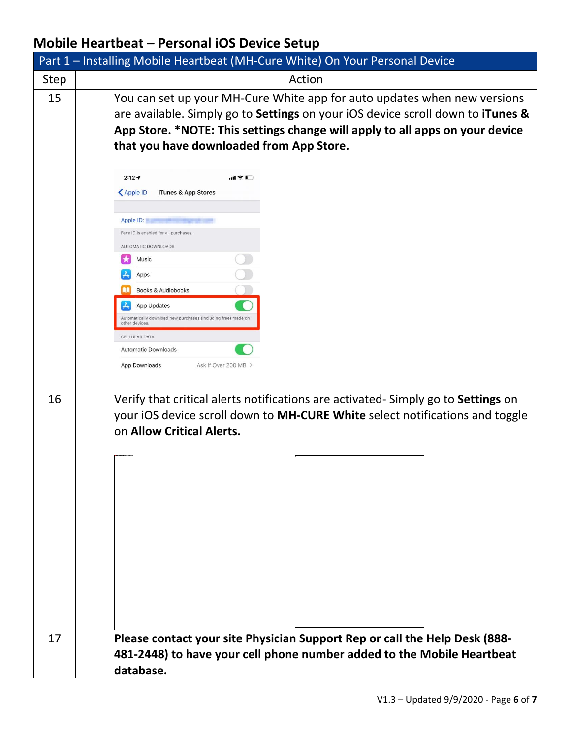# Mobile Heartbeat – Personal iOS Device Setup

| Part 1 – Installing Mobile Heartbeat (MH-Cure White) On Your Personal Device | |
|---|---|
| **Step** | **Action** |
| 15 | You can set up your MH-Cure White app for auto updates when new versions are available. Simply go to **Settings** on your iOS device scroll down to **iTunes & App Store. *NOTE: This settings change will apply to all apps on your device that you have downloaded from App Store.** |
| 16 | Verify that critical alerts notifications are activated- Simply go to **Settings** on your iOS device scroll down to **MH-CURE White** select notifications and toggle on **Allow Critical Alerts.** |
| 17 | **Please contact your site Physician Support Rep or call the Help Desk (888-481-2448) to have your cell phone number added to the Mobile Heartbeat database.** |